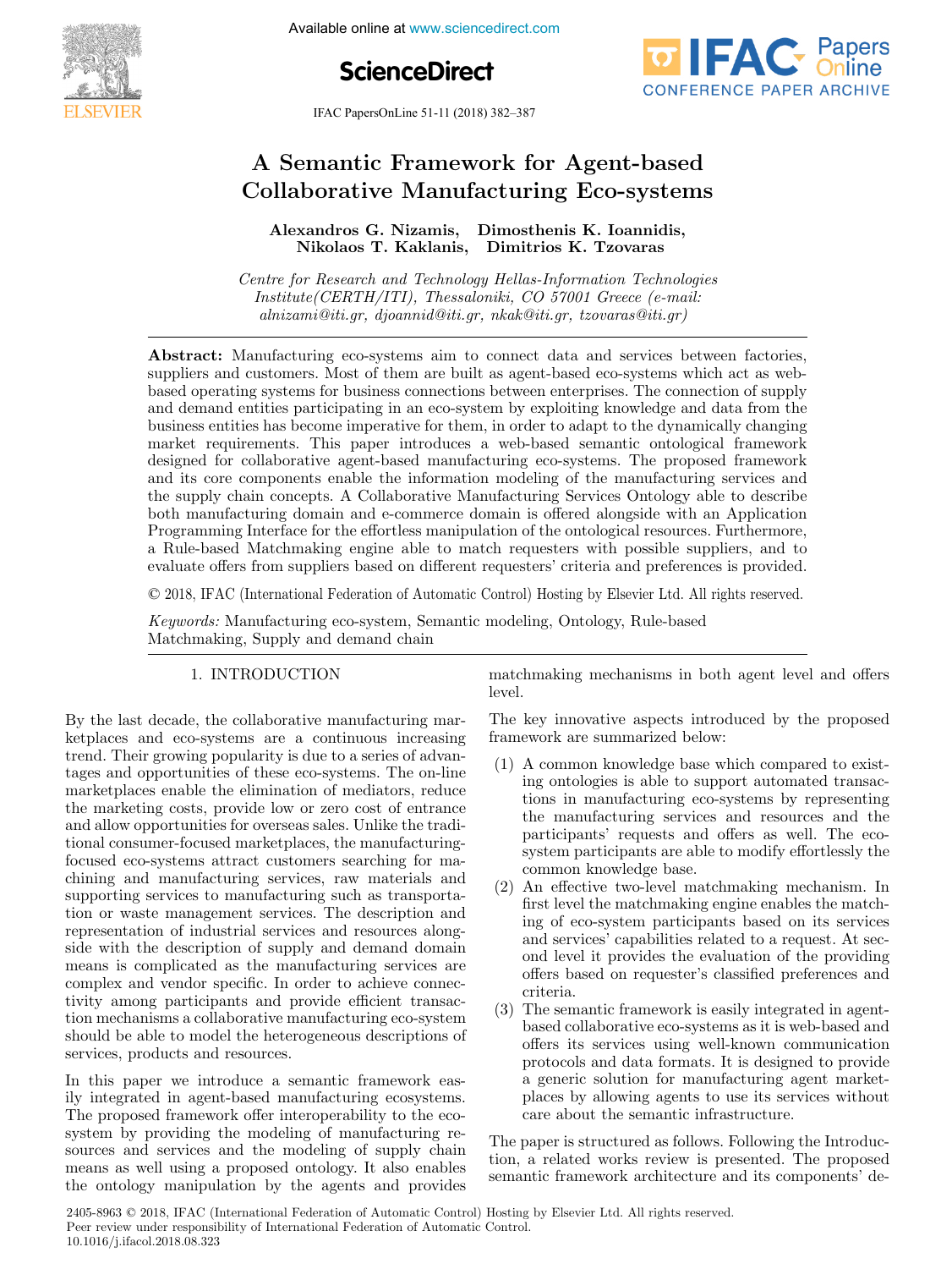# A Semantic Framework for Agent-based Collaborative Manufacturing Eco-systems

**Alexandros G. Nizamis, Dimosthenis K. Ioannidis, Nikolaos T. Kaklanis, Dimitrios K. Tzovaras**

*Centre for Research and Technology Hellas-Information Technologies Institute(CERTH/ITI), Thessaloniki, CO 57001 Greece (e-mail: alnizami@iti.gr, djoannid@iti.gr, nkak@iti.gr, tzovaras@iti.gr)*

**Abstract:** Manufacturing eco-systems aim to connect data and services between factories, suppliers and customers. Most of them are built as agent-based eco-systems which act as web-based operating systems for business connections between enterprises. The connection of supply and demand entities participating in an eco-system by exploiting knowledge and data from the business entities has become imperative for them, in order to adapt to the dynamically changing market requirements. This paper introduces a web-based semantic ontological framework designed for collaborative agent-based manufacturing eco-systems. The proposed framework and its core components enable the information modeling of the manufacturing services and the supply chain concepts. A Collaborative Manufacturing Services Ontology able to describe both manufacturing domain and e-commerce domain is offered alongside with an Application Programming Interface for the effortless manipulation of the ontological resources. Furthermore, a Rule-based Matchmaking engine able to match requesters with possible suppliers, and to evaluate offers from suppliers based on different requesters' criteria and preferences is provided.

© 2018, IFAC (International Federation of Automatic Control) Hosting by Elsevier Ltd. All rights reserved.

*Keywords:* Manufacturing eco-system, Semantic modeling, Ontology, Rule-based Matchmaking, Supply and demand chain

## 1. INTRODUCTION

By the last decade, the collaborative manufacturing marketplaces and eco-systems are a continuous increasing trend. Their growing popularity is due to a series of advantages and opportunities of these eco-systems. The on-line marketplaces enable the elimination of mediators, reduce the marketing costs, provide low or zero cost of entrance and allow opportunities for overseas sales. Unlike the traditional consumer-focused marketplaces, the manufacturing-focused eco-systems attract customers searching for machining and manufacturing services, raw materials and supporting services to manufacturing such as transportation or waste management services. The description and representation of industrial services and resources alongside with the description of supply and demand domain means is complicated as the manufacturing services are complex and vendor specific. In order to achieve connectivity among participants and provide efficient transaction mechanisms a collaborative manufacturing eco-system should be able to model the heterogeneous descriptions of services, products and resources.

In this paper we introduce a semantic framework easily integrated in agent-based manufacturing ecosystems. The proposed framework offer interoperability to the eco-system by providing the modeling of manufacturing resources and services and the modeling of supply chain means as well using a proposed ontology. It also enables the ontology manipulation by the agents and provides matchmaking mechanisms in both agent level and offers level.

The key innovative aspects introduced by the proposed framework are summarized below:

1. A common knowledge base which compared to existing ontologies is able to support automated transactions in manufacturing eco-systems by representing the manufacturing services and resources and the participants' requests and offers as well. The eco-system participants are able to modify effortlessly the common knowledge base.
2. An effective two-level matchmaking mechanism. In first level the matchmaking engine enables the matching of eco-system participants based on its services and services' capabilities related to a request. At second level it provides the evaluation of the providing offers based on requester's classified preferences and criteria.
3. The semantic framework is easily integrated in agent-based collaborative eco-systems as it is web-based and offers its services using well-known communication protocols and data formats. It is designed to provide a generic solution for manufacturing agent marketplaces by allowing agents to use its services without care about the semantic infrastructure.

The paper is structured as follows. Following the Introduction, a related works review is presented. The proposed semantic framework architecture and its components' de-

2405-8963 © 2018, IFAC (International Federation of Automatic Control) Hosting by Elsevier Ltd. All rights reserved.
Peer review under responsibility of International Federation of Automatic Control.
10.1016/j.ifacol.2018.08.323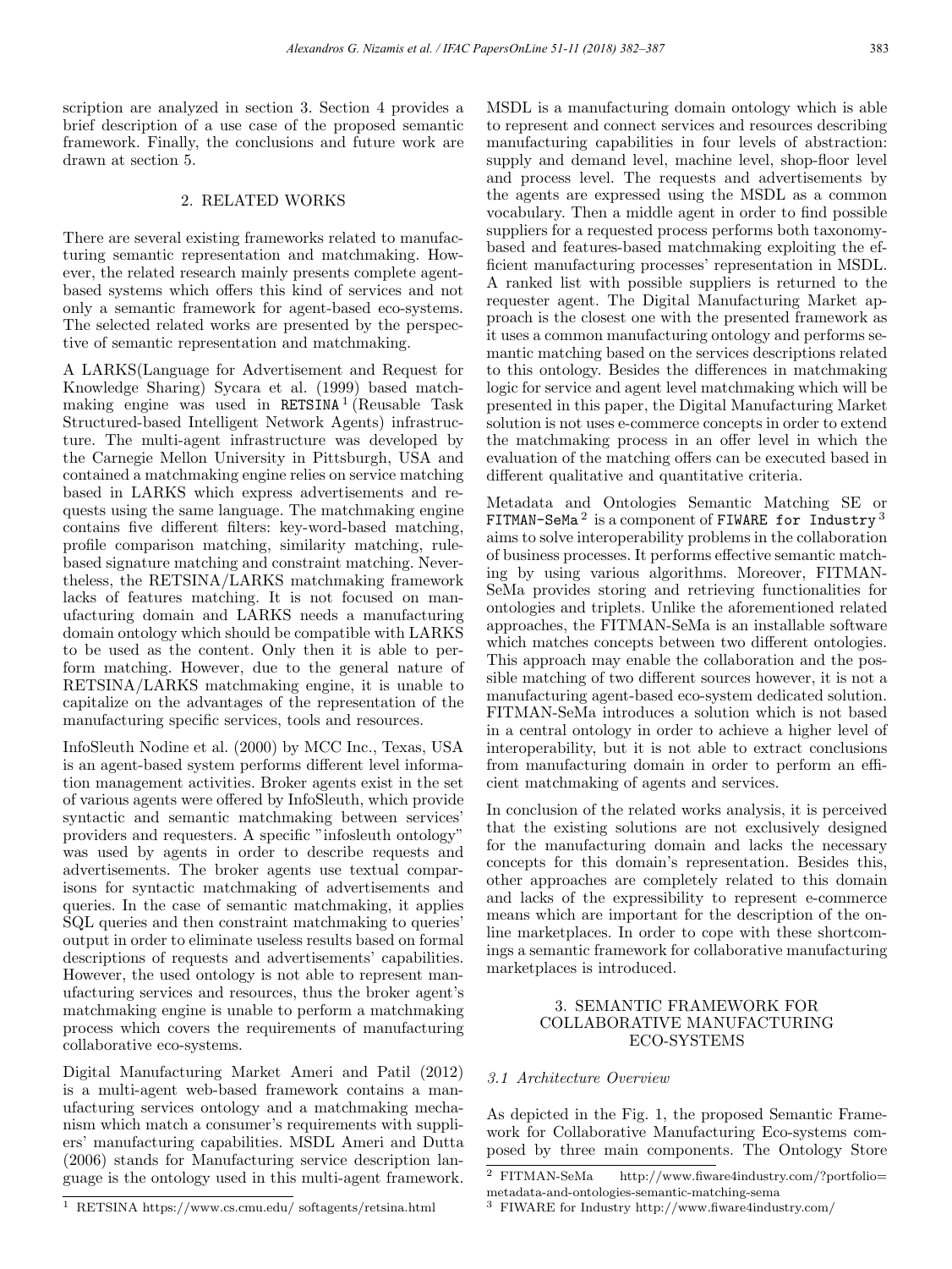scription are analyzed in section 3. Section 4 provides a brief description of a use case of the proposed semantic framework. Finally, the conclusions and future work are drawn at section 5.

## 2. RELATED WORKS

There are several existing frameworks related to manufacturing semantic representation and matchmaking. However, the related research mainly presents complete agent-based systems which offers this kind of services and not only a semantic framework for agent-based eco-systems. The selected related works are presented by the perspective of semantic representation and matchmaking.

A LARKS(Language for Advertisement and Request for Knowledge Sharing) Sycara et al. (1999) based matchmaking engine was used in RETSINA[1] (Reusable Task Structured-based Intelligent Network Agents) infrastructure. The multi-agent infrastructure was developed by the Carnegie Mellon University in Pittsburgh, USA and contained a matchmaking engine relies on service matching based in LARKS which express advertisements and requests using the same language. The matchmaking engine contains five different filters: key-word-based matching, profile comparison matching, similarity matching, rule-based signature matching and constraint matching. Nevertheless, the RETSINA/LARKS matchmaking framework lacks of features matching. It is not focused on manufacturing domain and LARKS needs a manufacturing domain ontology which should be compatible with LARKS to be used as the content. Only then it is able to perform matching. However, due to the general nature of RETSINA/LARKS matchmaking engine, it is unable to capitalize on the advantages of the representation of the manufacturing specific services, tools and resources.

InfoSleuth Nodine et al. (2000) by MCC Inc., Texas, USA is an agent-based system performs different level information management activities. Broker agents exist in the set of various agents were offered by InfoSleuth, which provide syntactic and semantic matchmaking between services' providers and requesters. A specific "infosleuth ontology" was used by agents in order to describe requests and advertisements. The broker agents use textual comparisons for syntactic matchmaking of advertisements and queries. In the case of semantic matchmaking, it applies SQL queries and then constraint matchmaking to queries' output in order to eliminate useless results based on formal descriptions of requests and advertisements' capabilities. However, the used ontology is not able to represent manufacturing services and resources, thus the broker agent's matchmaking engine is unable to perform a matchmaking process which covers the requirements of manufacturing collaborative eco-systems.

Digital Manufacturing Market Ameri and Patil (2012) is a multi-agent web-based framework contains a manufacturing services ontology and a matchmaking mechanism which match a consumer's requirements with suppliers' manufacturing capabilities. MSDL Ameri and Dutta (2006) stands for Manufacturing service description language is the ontology used in this multi-agent framework. MSDL is a manufacturing domain ontology which is able to represent and connect services and resources describing manufacturing capabilities in four levels of abstraction: supply and demand level, machine level, shop-floor level and process level. The requests and advertisements by the agents are expressed using the MSDL as a common vocabulary. Then a middle agent in order to find possible suppliers for a requested process performs both taxonomy-based and features-based matchmaking exploiting the efficient manufacturing processes' representation in MSDL. A ranked list with possible suppliers is returned to the requester agent. The Digital Manufacturing Market approach is the closest one with the presented framework as it uses a common manufacturing ontology and performs semantic matching based on the services descriptions related to this ontology. Besides the differences in matchmaking logic for service and agent level matchmaking which will be presented in this paper, the Digital Manufacturing Market solution is not uses e-commerce concepts in order to extend the matchmaking process in an offer level in which the evaluation of the matching offers can be executed based in different qualitative and quantitative criteria.

Metadata and Ontologies Semantic Matching SE or FITMAN-SeMa[2] is a component of FIWARE for Industry[3] aims to solve interoperability problems in the collaboration of business processes. It performs effective semantic matching by using various algorithms. Moreover, FITMAN-SeMa provides storing and retrieving functionalities for ontologies and triplets. Unlike the aforementioned related approaches, the FITMAN-SeMa is an installable software which matches concepts between two different ontologies. This approach may enable the collaboration and the possible matching of two different sources however, it is not a manufacturing agent-based eco-system dedicated solution. FITMAN-SeMa introduces a solution which is not based in a central ontology in order to achieve a higher level of interoperability, but it is not able to extract conclusions from manufacturing domain in order to perform an efficient matchmaking of agents and services.

In conclusion of the related works analysis, it is perceived that the existing solutions are not exclusively designed for the manufacturing domain and lacks the necessary concepts for this domain's representation. Besides this, other approaches are completely related to this domain and lacks of the expressibility to represent e-commerce means which are important for the description of the online marketplaces. In order to cope with these shortcomings a semantic framework for collaborative manufacturing marketplaces is introduced.

## 3. SEMANTIC FRAMEWORK FOR COLLABORATIVE MANUFACTURING ECO-SYSTEMS

### 3.1 Architecture Overview

As depicted in the Fig. 1, the proposed Semantic Framework for Collaborative Manufacturing Eco-systems composed by three main components. The Ontology Store

[1] RETSINA https://www.cs.cmu.edu/ softagents/retsina.html

[2] FITMAN-SeMa http://www.fiware4industry.com/?portfolio=metadata-and-ontologies-semantic-matching-sema

[3] FIWARE for Industry http://www.fiware4industry.com/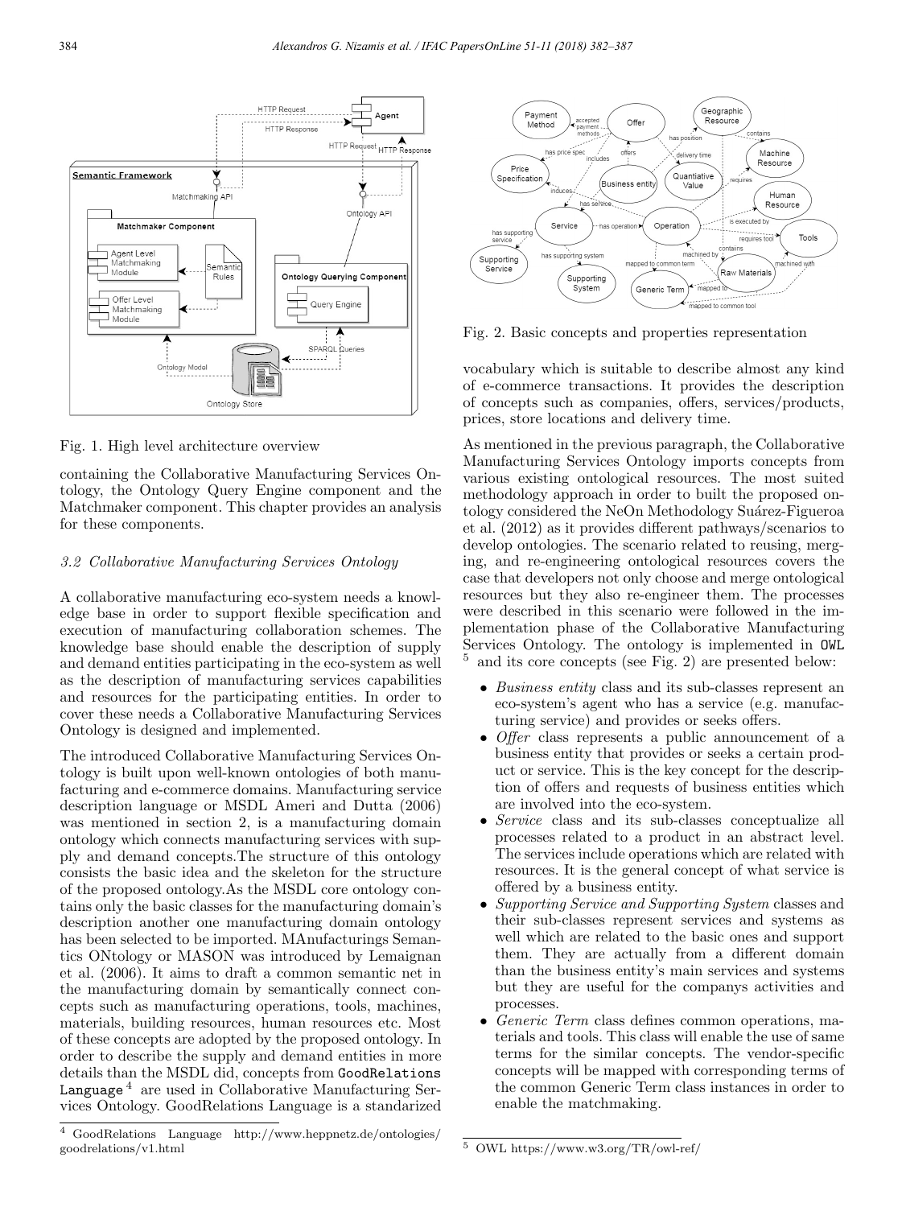HTTP Request

Agent

HTTP Response

HTTP Request

HTTP Response

Semantic Framework

Matchmaking API

Ontology API

Matchmaker Component

Agent Level Matchmaking Module

Semantic Rules

Offer Level Matchmaking Module

Ontology Querying Component

Query Engine

SPARQL Queries

Ontology Model

Ontology Store

Fig. 1. High level architecture overview

containing the Collaborative Manufacturing Services Ontology, the Ontology Query Engine component and the Matchmaker component. This chapter provides an analysis for these components.

### 3.2 Collaborative Manufacturing Services Ontology

A collaborative manufacturing eco-system needs a knowledge base in order to support flexible specification and execution of manufacturing collaboration schemes. The knowledge base should enable the description of supply and demand entities participating in the eco-system as well as the description of manufacturing services capabilities and resources for the participating entities. In order to cover these needs a Collaborative Manufacturing Services Ontology is designed and implemented.

The introduced Collaborative Manufacturing Services Ontology is built upon well-known ontologies of both manufacturing and e-commerce domains. Manufacturing service description language or MSDL Ameri and Dutta (2006) was mentioned in section 2, is a manufacturing domain ontology which connects manufacturing services with supply and demand concepts.The structure of this ontology consists the basic idea and the skeleton for the structure of the proposed ontology.As the MSDL core ontology contains only the basic classes for the manufacturing domain's description another one manufacturing domain ontology has been selected to be imported. MAnufacturings Semantics ONtology or MASON was introduced by Lemaignan et al. (2006). It aims to draft a common semantic net in the manufacturing domain by semantically connect concepts such as manufacturing operations, tools, machines, materials, building resources, human resources etc. Most of these concepts are adopted by the proposed ontology. In order to describe the supply and demand entities in more details than the MSDL did, concepts from `GoodRelations Language`[4] are used in Collaborative Manufacturing Services Ontology. GoodRelations Language is a standarized

[4] GoodRelations Language http://www.heppnetz.de/ontologies/goodrelations/v1.html

Payment Method

accepted payment methods

Offer

Geographic Resource

has position

contains

has price spec

offers

includes

delivery time

Machine Resource

Price Specification

Business entity

Quantiative Value

requires

includes

has service

Human Resource

Service

has operation

Operation

is executed by

has supporting service

requires tool

Tools

has supporting system

machined by

contains

Supporting Service

mapped to common term

Raw Materials

machined with

Supporting System

Generic Term

mapped to

mapped to common tool

Fig. 2. Basic concepts and properties representation

vocabulary which is suitable to describe almost any kind of e-commerce transactions. It provides the description of concepts such as companies, offers, services/products, prices, store locations and delivery time.

As mentioned in the previous paragraph, the Collaborative Manufacturing Services Ontology imports concepts from various existing ontological resources. The most suited methodology approach in order to built the proposed ontology considered the NeOn Methodology Suárez-Figueroa et al. (2012) as it provides different pathways/scenarios to develop ontologies. The scenario related to reusing, merging, and re-engineering ontological resources covers the case that developers not only choose and merge ontological resources but they also re-engineer them. The processes were described in this scenario were followed in the implementation phase of the Collaborative Manufacturing Services Ontology. The ontology is implemented in `OWL`[5] and its core concepts (see Fig. 2) are presented below:

- *Business entity* class and its sub-classes represent an eco-system's agent who has a service (e.g. manufacturing service) and provides or seeks offers.
- *Offer* class represents a public announcement of a business entity that provides or seeks a certain product or service. This is the key concept for the description of offers and requests of business entities which are involved into the eco-system.
- *Service* class and its sub-classes conceptualize all processes related to a product in an abstract level. The services include operations which are related with resources. It is the general concept of what service is offered by a business entity.
- *Supporting Service and Supporting System* classes and their sub-classes represent services and systems as well which are related to the basic ones and support them. They are actually from a different domain than the business entity's main services and systems but they are useful for the companys activities and processes.
- *Generic Term* class defines common operations, materials and tools. This class will enable the use of same terms for the similar concepts. The vendor-specific concepts will be mapped with corresponding terms of the common Generic Term class instances in order to enable the matchmaking.

[5] OWL https://www.w3.org/TR/owl-ref/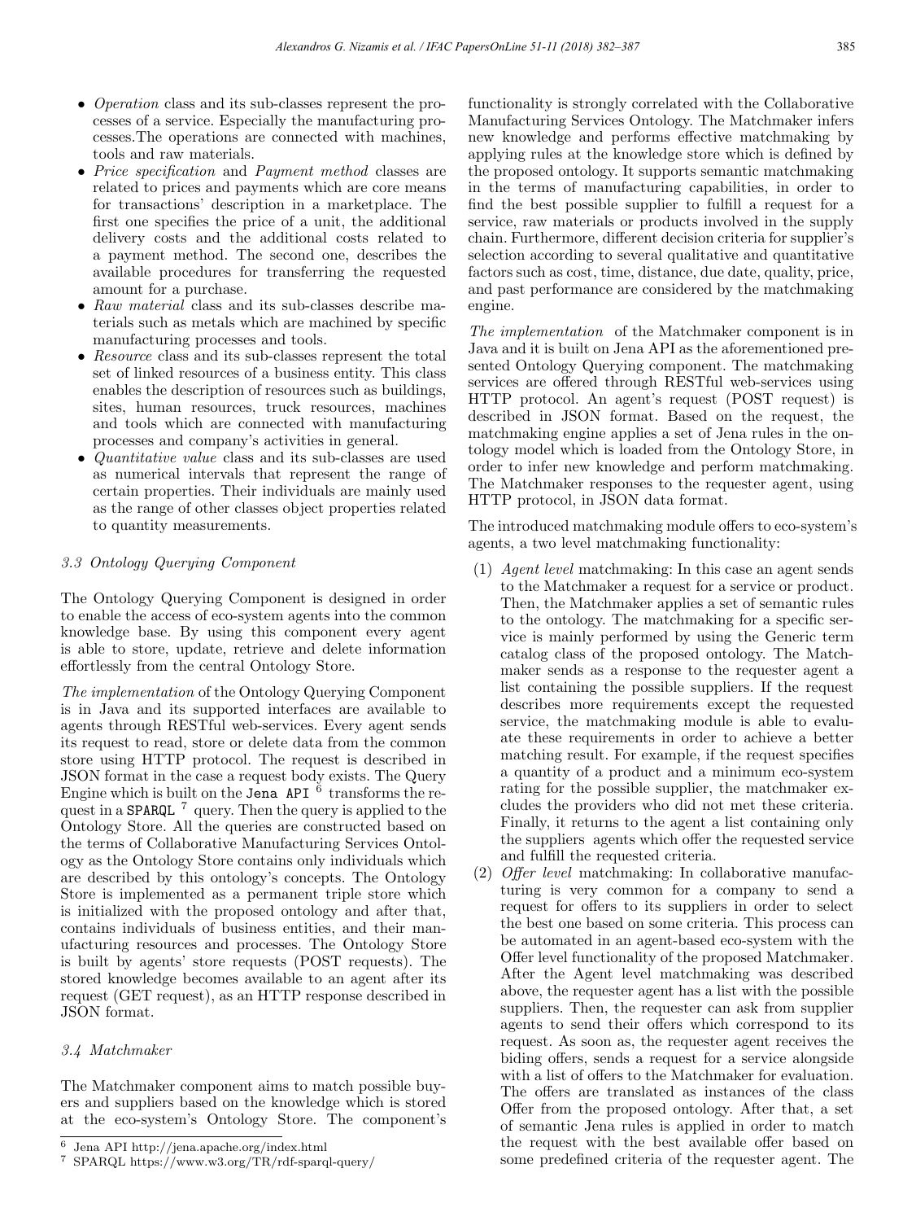- *Operation* class and its sub-classes represent the processes of a service. Especially the manufacturing processes.The operations are connected with machines, tools and raw materials.
- *Price specification* and *Payment method* classes are related to prices and payments which are core means for transactions' description in a marketplace. The first one specifies the price of a unit, the additional delivery costs and the additional costs related to a payment method. The second one, describes the available procedures for transferring the requested amount for a purchase.
- *Raw material* class and its sub-classes describe materials such as metals which are machined by specific manufacturing processes and tools.
- *Resource* class and its sub-classes represent the total set of linked resources of a business entity. This class enables the description of resources such as buildings, sites, human resources, truck resources, machines and tools which are connected with manufacturing processes and company's activities in general.
- *Quantitative value* class and its sub-classes are used as numerical intervals that represent the range of certain properties. Their individuals are mainly used as the range of other classes object properties related to quantity measurements.

### *3.3 Ontology Querying Component*

The Ontology Querying Component is designed in order to enable the access of eco-system agents into the common knowledge base. By using this component every agent is able to store, update, retrieve and delete information effortlessly from the central Ontology Store.

*The implementation* of the Ontology Querying Component is in Java and its supported interfaces are available to agents through RESTful web-services. Every agent sends its request to read, store or delete data from the common store using HTTP protocol. The request is described in JSON format in the case a request body exists. The Query Engine which is built on the `Jena API` [6] transforms the request in a `SPARQL` [7] query. Then the query is applied to the Ontology Store. All the queries are constructed based on the terms of Collaborative Manufacturing Services Ontology as the Ontology Store contains only individuals which are described by this ontology's concepts. The Ontology Store is implemented as a permanent triple store which is initialized with the proposed ontology and after that, contains individuals of business entities, and their manufacturing resources and processes. The Ontology Store is built by agents' store requests (POST requests). The stored knowledge becomes available to an agent after its request (GET request), as an HTTP response described in JSON format.

### *3.4 Matchmaker*

The Matchmaker component aims to match possible buyers and suppliers based on the knowledge which is stored at the eco-system's Ontology Store. The component's functionality is strongly correlated with the Collaborative Manufacturing Services Ontology. The Matchmaker infers new knowledge and performs effective matchmaking by applying rules at the knowledge store which is defined by the proposed ontology. It supports semantic matchmaking in the terms of manufacturing capabilities, in order to find the best possible supplier to fulfill a request for a service, raw materials or products involved in the supply chain. Furthermore, different decision criteria for supplier's selection according to several qualitative and quantitative factors such as cost, time, distance, due date, quality, price, and past performance are considered by the matchmaking engine.

*The implementation* of the Matchmaker component is in Java and it is built on Jena API as the aforementioned presented Ontology Querying component. The matchmaking services are offered through RESTful web-services using HTTP protocol. An agent's request (POST request) is described in JSON format. Based on the request, the matchmaking engine applies a set of Jena rules in the ontology model which is loaded from the Ontology Store, in order to infer new knowledge and perform matchmaking. The Matchmaker responses to the requester agent, using HTTP protocol, in JSON data format.

The introduced matchmaking module offers to eco-system's agents, a two level matchmaking functionality:

1. *Agent level* matchmaking: In this case an agent sends to the Matchmaker a request for a service or product. Then, the Matchmaker applies a set of semantic rules to the ontology. The matchmaking for a specific service is mainly performed by using the Generic term catalog class of the proposed ontology. The Matchmaker sends as a response to the requester agent a list containing the possible suppliers. If the request describes more requirements except the requested service, the matchmaking module is able to evaluate these requirements in order to achieve a better matching result. For example, if the request specifies a quantity of a product and a minimum eco-system rating for the possible supplier, the matchmaker excludes the providers who did not met these criteria. Finally, it returns to the agent a list containing only the suppliers agents which offer the requested service and fulfill the requested criteria.
2. *Offer level* matchmaking: In collaborative manufacturing is very common for a company to send a request for offers to its suppliers in order to select the best one based on some criteria. This process can be automated in an agent-based eco-system with the Offer level functionality of the proposed Matchmaker. After the Agent level matchmaking was described above, the requester agent has a list with the possible suppliers. Then, the requester can ask from supplier agents to send their offers which correspond to its request. As soon as, the requester agent receives the biding offers, sends a request for a service alongside with a list of offers to the Matchmaker for evaluation. The offers are translated as instances of the class Offer from the proposed ontology. After that, a set of semantic Jena rules is applied in order to match the request with the best available offer based on some predefined criteria of the requester agent. The

[6] Jena API http://jena.apache.org/index.html
[7] SPARQL https://www.w3.org/TR/rdf-sparql-query/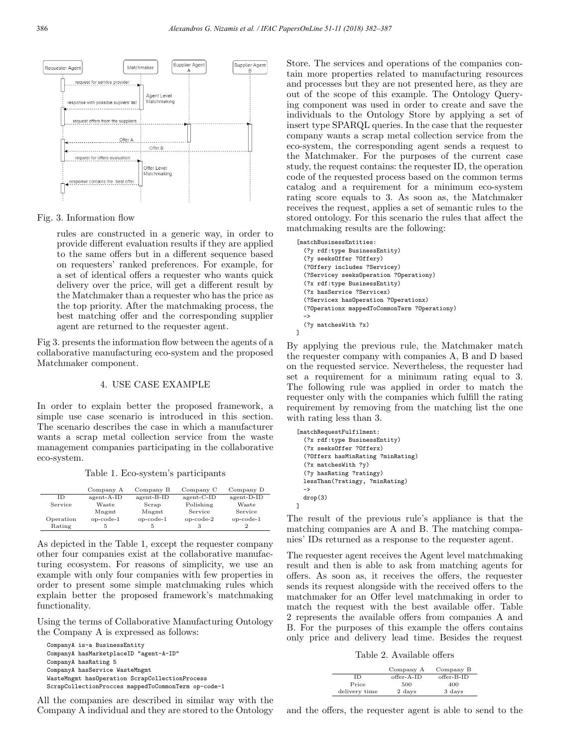Fig. 3. Information flow

rules are constructed in a generic way, in order to provide different evaluation results if they are applied to the same offers but in a different sequence based on requesters' ranked preferences. For example, for a set of identical offers a requester who wants quick delivery over the price, will get a different result by the Matchmaker than a requester who has the price as the top priority. After the matchmaking process, the best matching offer and the corresponding supplier agent are returned to the requester agent.

Fig 3. presents the information flow between the agents of a collaborative manufacturing eco-system and the proposed Matchmaker component.

## 4. USE CASE EXAMPLE

In order to explain better the proposed framework, a simple use case scenario is introduced in this section. The scenario describes the case in which a manufacturer wants a scrap metal collection service from the waste management companies participating in the collaborative eco-system.

Table 1. Eco-system's participants

| | Company A | Company B | Company C | Company D |
|---|---|---|---|---|
| ID | agent-A-ID | agent-B-ID | agent-C-ID | agent-D-ID |
| Service | Waste Mngmt | Scrap Mngmt | Polishing Service | Waste Service |
| Operation | op-code-1 | op-code-1 | op-code-2 | op-code-1 |
| Rating | 5 | 5 | 3 | 2 |

As depicted in the Table 1, except the requester company other four companies exist at the collaborative manufacturing ecosystem. For reasons of simplicity, we use an example with only four companies with few properties in order to present some simple matchmaking rules which explain better the proposed framework's matchmaking functionality.

Using the terms of Collaborative Manufacturing Ontology the Company A is expressed as follows:

```
CompanyA is-a BusinessEntity
CompanyA hasMarketplaceID "agent-A-ID"
CompanyA hasRating 5
CompanyA hasService WasteMngmt
WasteMngmt hasOperation ScrapCollectionProcess
ScrapCollectionProcces mappedToCommonTerm op-code-1
```

All the companies are described in similar way with the Company A individual and they are stored to the Ontology Store. The services and operations of the companies contain more properties related to manufacturing resources and processes but they are not presented here, as they are out of the scope of this example. The Ontology Querying component was used in order to create and save the individuals to the Ontology Store by applying a set of insert type SPARQL queries. In the case that the requester company wants a scrap metal collection service from the eco-system, the corresponding agent sends a request to the Matchmaker. For the purposes of the current case study, the request contains: the requester ID, the operation code of the requested process based on the common terms catalog and a requirement for a minimum eco-system rating score equals to 3. As soon as, the Matchmaker receives the request, applies a set of semantic rules to the stored ontology. For this scenario the rules that affect the matchmaking results are the following:

```
[matchBusinessEntities:
  (?y rdf:type BusinessEntity)
  (?y seeksOffer ?Offery)
  (?Offery includes ?Servicey)
  (?Servicey seeksOperation ?Operationy)
  (?x rdf:type BusinessEntity)
  (?x hasService ?Servicex)
  (?Servicex hasOperation ?Operationx)
  (?Operationx mappedToCommonTerm ?Operationy)
  ->
  (?y matchesWith ?x)
]
```

By applying the previous rule, the Matchmaker match the requester company with companies A, B and D based on the requested service. Nevertheless, the requester had set a requirement for a minimum rating equal to 3. The following rule was applied in order to match the requester only with the companies which fulfill the rating requirement by removing from the matching list the one with rating less than 3.

```
[matchRequestFulfilment:
  (?x rdf:type BusinessEntity)
  (?x seeksOffer ?Offerx)
  (?Offerx hasMinRating ?minRating)
  (?x matchesWith ?y)
  (?y hasRating ?ratingy)
  lessThan(?ratingy, ?minRating)
  ->
  drop(3)
]
```

The result of the previous rule's appliance is that the matching companies are A and B. The matching companies' IDs returned as a response to the requester agent.

The requester agent receives the Agent level matchmaking result and then is able to ask from matching agents for offers. As soon as, it receives the offers, the requester sends its request alongside with the received offers to the matchmaker for an Offer level matchmaking in order to match the request with the best available offer. Table 2 represents the available offers from companies A and B. For the purposes of this example the offers contains only price and delivery lead time. Besides the request

Table 2. Available offers

| | Company A | Company B |
|---|---|---|
| ID | offer-A-ID | offer-B-ID |
| Price | 500 | 400 |
| delivery time | 2 days | 3 days |

and the offers, the requester agent is able to send to the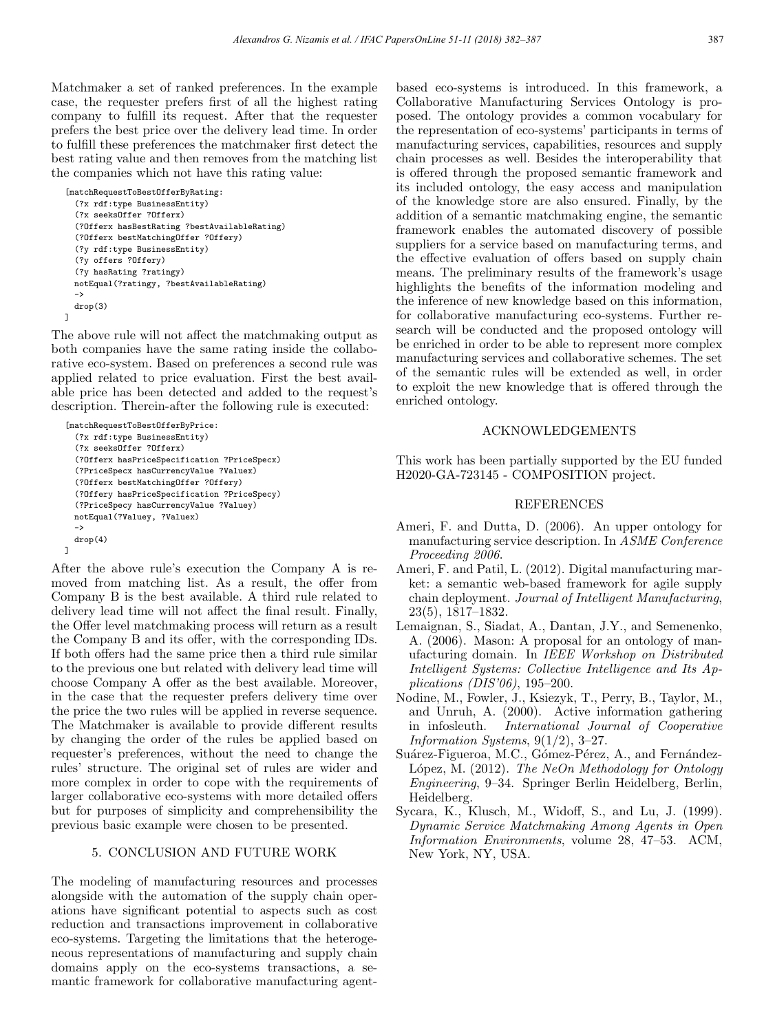Matchmaker a set of ranked preferences. In the example case, the requester prefers first of all the highest rating company to fulfill its request. After that the requester prefers the best price over the delivery lead time. In order to fulfill these preferences the matchmaker first detect the best rating value and then removes from the matching list the companies which not have this rating value:

```
[matchRequestToBestOfferByRating:
  (?x rdf:type BusinessEntity)
  (?x seeksOffer ?Offerx)
  (?Offerx hasBestRating ?bestAvailableRating)
  (?Offerx bestMatchingOffer ?Offery)
  (?y rdf:type BusinessEntity)
  (?y offers ?Offery)
  (?y hasRating ?ratingy)
  notEqual(?ratingy, ?bestAvailableRating)
  ->
  drop(3)
]
```

The above rule will not affect the matchmaking output as both companies have the same rating inside the collaborative eco-system. Based on preferences a second rule was applied related to price evaluation. First the best available price has been detected and added to the request's description. Therein-after the following rule is executed:

```
[matchRequestToBestOfferByPrice:
  (?x rdf:type BusinessEntity)
  (?x seeksOffer ?Offerx)
  (?Offerx hasPriceSpecification ?PriceSpecx)
  (?PriceSpecx hasCurrencyValue ?Valuex)
  (?Offerx bestMatchingOffer ?Offery)
  (?Offery hasPriceSpecification ?PriceSpecy)
  (?PriceSpecy hasCurrencyValue ?Valuey)
  notEqual(?Valuey, ?Valuex)
  ->
  drop(4)
]
```

After the above rule's execution the Company A is removed from matching list. As a result, the offer from Company B is the best available. A third rule related to delivery lead time will not affect the final result. Finally, the Offer level matchmaking process will return as a result the Company B and its offer, with the corresponding IDs. If both offers had the same price then a third rule similar to the previous one but related with delivery lead time will choose Company A offer as the best available. Moreover, in the case that the requester prefers delivery time over the price the two rules will be applied in reverse sequence. The Matchmaker is available to provide different results by changing the order of the rules be applied based on requester's preferences, without the need to change the rules' structure. The original set of rules are wider and more complex in order to cope with the requirements of larger collaborative eco-systems with more detailed offers but for purposes of simplicity and comprehensibility the previous basic example were chosen to be presented.

## 5. CONCLUSION AND FUTURE WORK

The modeling of manufacturing resources and processes alongside with the automation of the supply chain operations have significant potential to aspects such as cost reduction and transactions improvement in collaborative eco-systems. Targeting the limitations that the heterogeneous representations of manufacturing and supply chain domains apply on the eco-systems transactions, a semantic framework for collaborative manufacturing agent-based eco-systems is introduced. In this framework, a Collaborative Manufacturing Services Ontology is proposed. The ontology provides a common vocabulary for the representation of eco-systems' participants in terms of manufacturing services, capabilities, resources and supply chain processes as well. Besides the interoperability that is offered through the proposed semantic framework and its included ontology, the easy access and manipulation of the knowledge store are also ensured. Finally, by the addition of a semantic matchmaking engine, the semantic framework enables the automated discovery of possible suppliers for a service based on manufacturing terms, and the effective evaluation of offers based on supply chain means. The preliminary results of the framework's usage highlights the benefits of the information modeling and the inference of new knowledge based on this information, for collaborative manufacturing eco-systems. Further research will be conducted and the proposed ontology will be enriched in order to be able to represent more complex manufacturing services and collaborative schemes. The set of the semantic rules will be extended as well, in order to exploit the new knowledge that is offered through the enriched ontology.

## ACKNOWLEDGEMENTS

This work has been partially supported by the EU funded H2020-GA-723145 - COMPOSITION project.

## REFERENCES

Ameri, F. and Dutta, D. (2006). An upper ontology for manufacturing service description. In *ASME Conference Proceeding 2006*.

Ameri, F. and Patil, L. (2012). Digital manufacturing market: a semantic web-based framework for agile supply chain deployment. *Journal of Intelligent Manufacturing*, 23(5), 1817–1832.

Lemaignan, S., Siadat, A., Dantan, J.Y., and Semenenko, A. (2006). Mason: A proposal for an ontology of manufacturing domain. In *IEEE Workshop on Distributed Intelligent Systems: Collective Intelligence and Its Applications (DIS'06)*, 195–200.

Nodine, M., Fowler, J., Ksiezyk, T., Perry, B., Taylor, M., and Unruh, A. (2000). Active information gathering in infosleuth. *International Journal of Cooperative Information Systems*, 9(1/2), 3–27.

Suárez-Figueroa, M.C., Gómez-Pérez, A., and Fernández-López, M. (2012). *The NeOn Methodology for Ontology Engineering*, 9–34. Springer Berlin Heidelberg, Berlin, Heidelberg.

Sycara, K., Klusch, M., Widoff, S., and Lu, J. (1999). *Dynamic Service Matchmaking Among Agents in Open Information Environments*, volume 28, 47–53. ACM, New York, NY, USA.